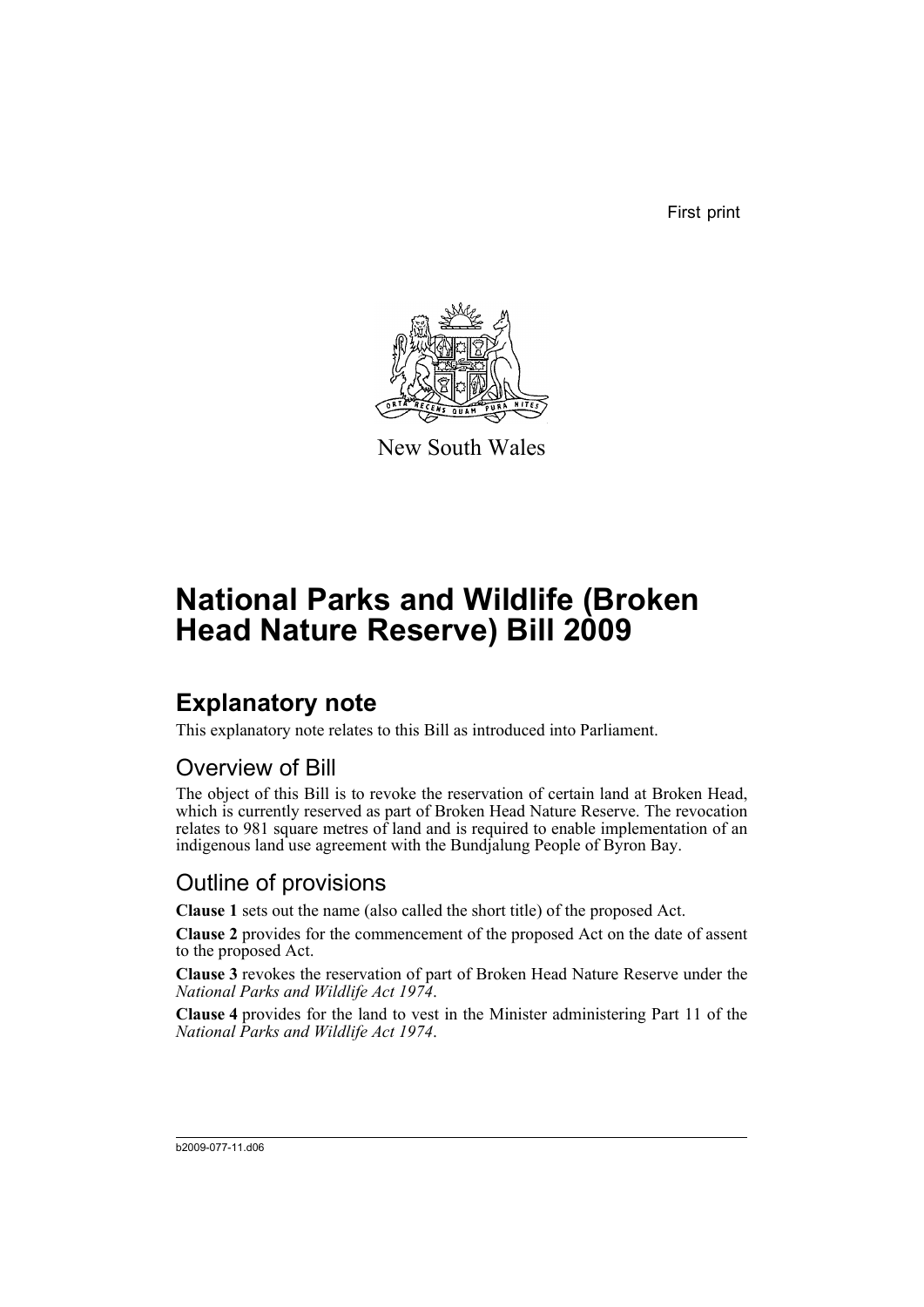First print

New South Wales

# National Parks and Wildlife (Broken Head Nature Reserve) Bill 2009

## Explanatory note

This explanatory note relates to this Bill as introduced into Parliament.

### Overview of Bill

The object of this Bill is to revoke the reservation of certain land at Broken Head, which is currently reserved as part of Broken Head Nature Reserve. The revocation relates to 981 square metres of land and is required to enable implementation of an indigenous land use agreement with the Bundjalung People of Byron Bay.

### Outline of provisions

**Clause 1** sets out the name (also called the short title) of the proposed Act.

**Clause 2** provides for the commencement of the proposed Act on the date of assent to the proposed Act.

**Clause 3** revokes the reservation of part of Broken Head Nature Reserve under the *National Parks and Wildlife Act 1974*.

**Clause 4** provides for the land to vest in the Minister administering Part 11 of the *National Parks and Wildlife Act 1974*.

b2009-077-11.d06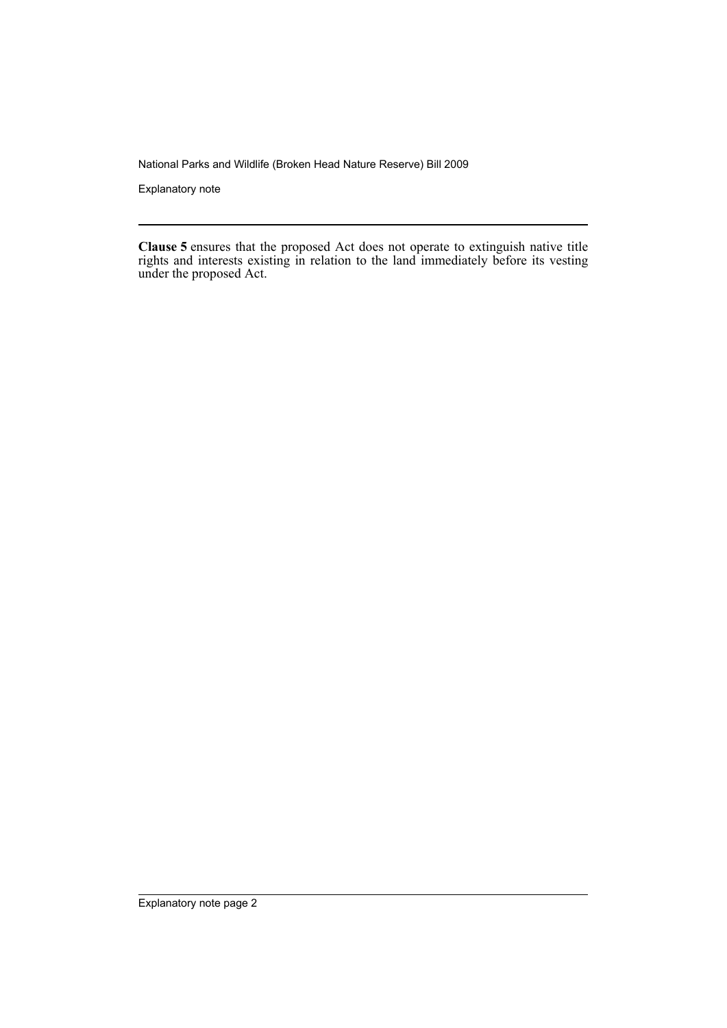**Clause 5** ensures that the proposed Act does not operate to extinguish native title rights and interests existing in relation to the land immediately before its vesting under the proposed Act.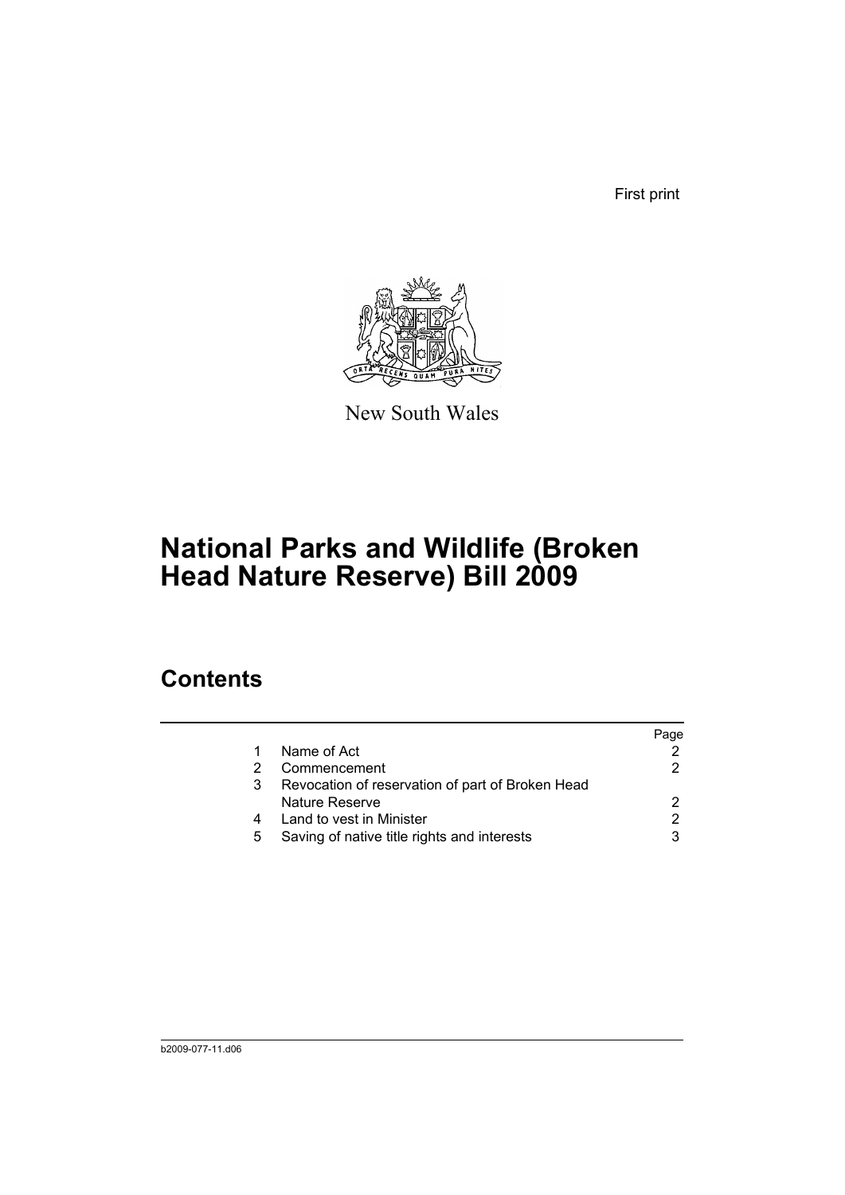First print

New South Wales

# National Parks and Wildlife (Broken Head Nature Reserve) Bill 2009

## Contents

|   |   | Page |
|---|---|---|
| 1 | Name of Act | 2 |
| 2 | Commencement | 2 |
| 3 | Revocation of reservation of part of Broken Head Nature Reserve | 2 |
| 4 | Land to vest in Minister | 2 |
| 5 | Saving of native title rights and interests | 3 |

b2009-077-11.d06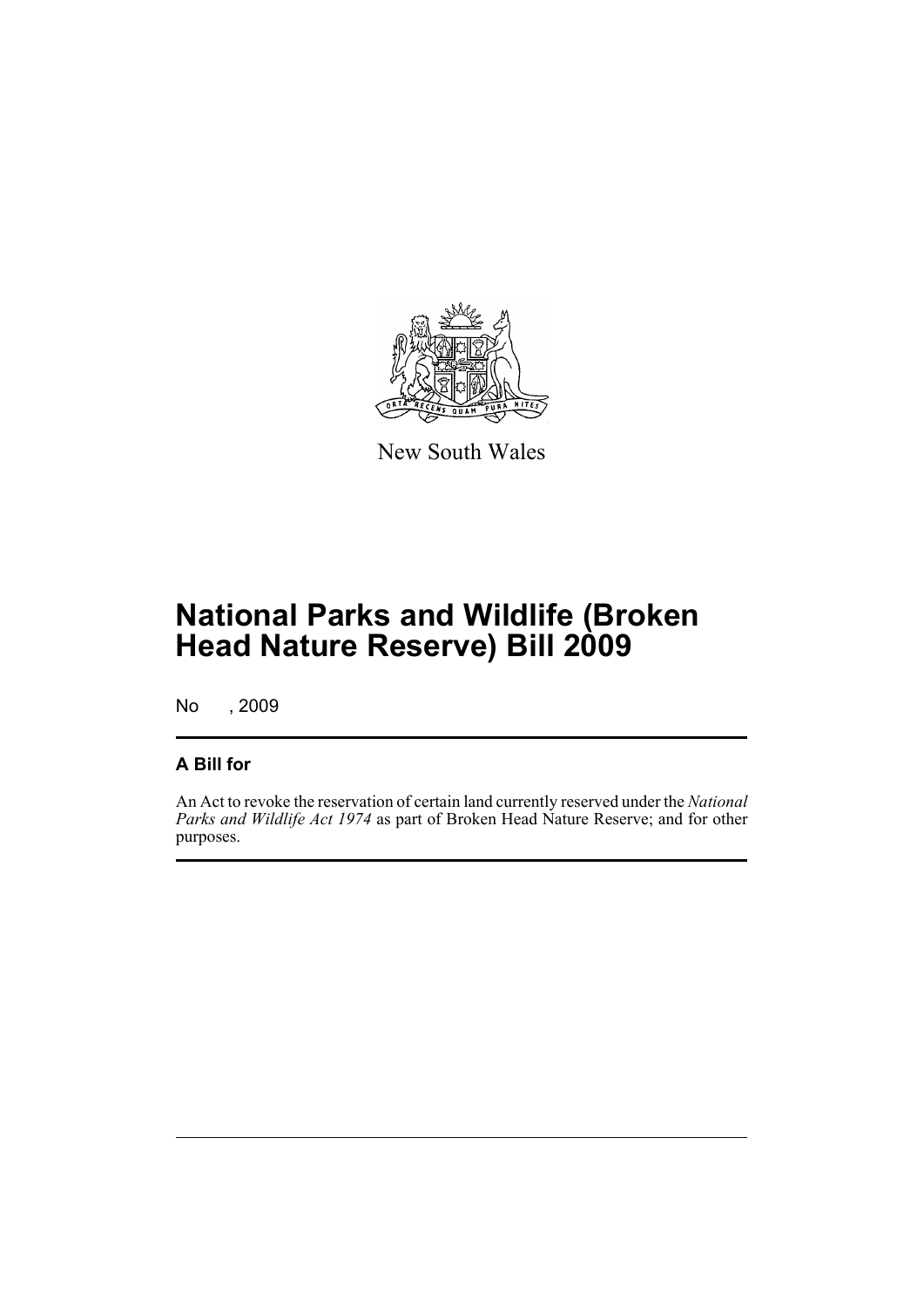New South Wales

# National Parks and Wildlife (Broken Head Nature Reserve) Bill 2009

No , 2009

## A Bill for

An Act to revoke the reservation of certain land currently reserved under the *National Parks and Wildlife Act 1974* as part of Broken Head Nature Reserve; and for other purposes.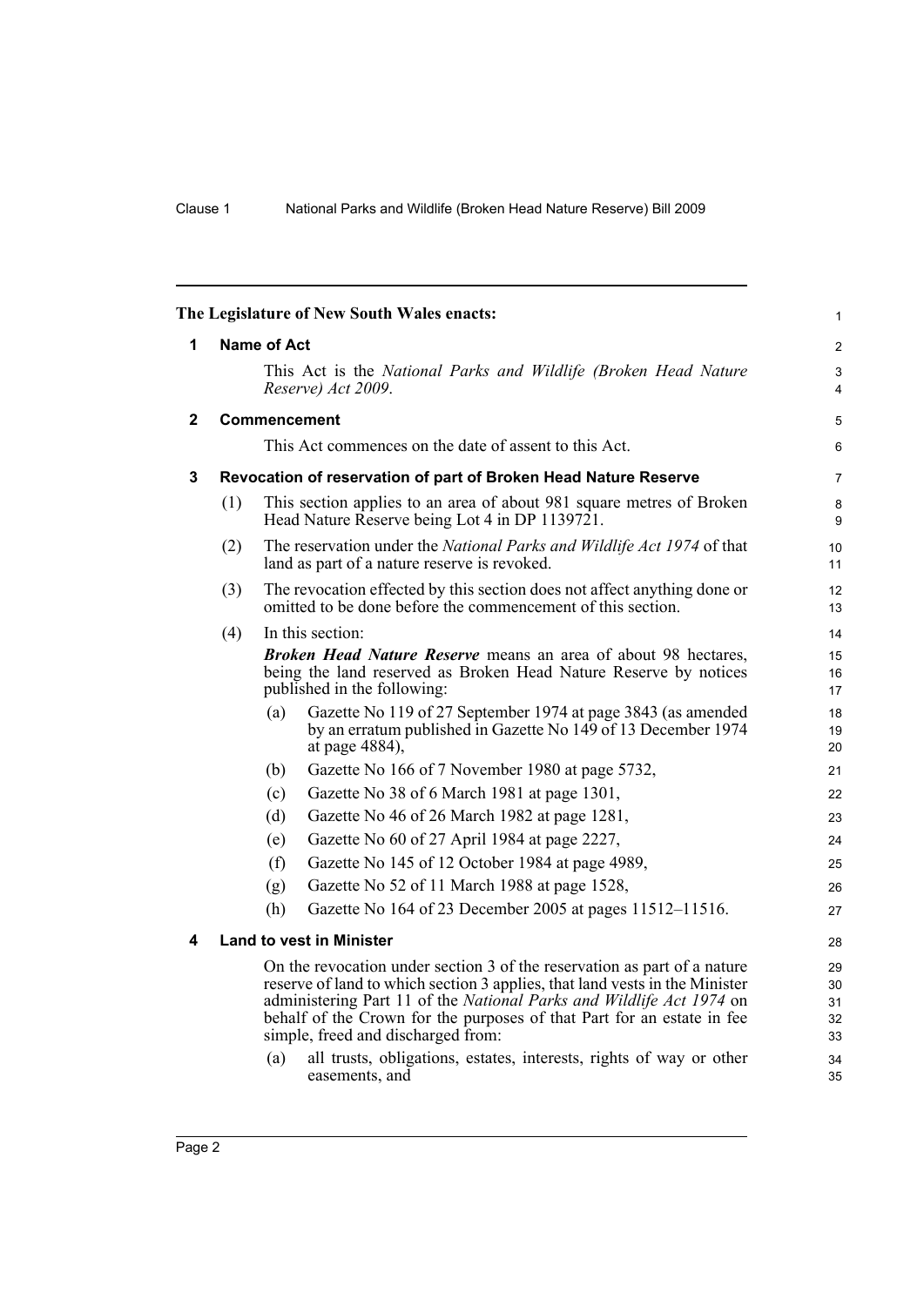The Legislature of New South Wales enacts:

## 1 Name of Act

This Act is the *National Parks and Wildlife (Broken Head Nature Reserve) Act 2009*.

## 2 Commencement

This Act commences on the date of assent to this Act.

## 3 Revocation of reservation of part of Broken Head Nature Reserve

(1) This section applies to an area of about 981 square metres of Broken Head Nature Reserve being Lot 4 in DP 1139721.

(2) The reservation under the *National Parks and Wildlife Act 1974* of that land as part of a nature reserve is revoked.

(3) The revocation effected by this section does not affect anything done or omitted to be done before the commencement of this section.

(4) In this section:

***Broken Head Nature Reserve*** means an area of about 98 hectares, being the land reserved as Broken Head Nature Reserve by notices published in the following:

(a) Gazette No 119 of 27 September 1974 at page 3843 (as amended by an erratum published in Gazette No 149 of 13 December 1974 at page 4884),

(b) Gazette No 166 of 7 November 1980 at page 5732,

(c) Gazette No 38 of 6 March 1981 at page 1301,

(d) Gazette No 46 of 26 March 1982 at page 1281,

(e) Gazette No 60 of 27 April 1984 at page 2227,

(f) Gazette No 145 of 12 October 1984 at page 4989,

(g) Gazette No 52 of 11 March 1988 at page 1528,

(h) Gazette No 164 of 23 December 2005 at pages 11512–11516.

## 4 Land to vest in Minister

On the revocation under section 3 of the reservation as part of a nature reserve of land to which section 3 applies, that land vests in the Minister administering Part 11 of the *National Parks and Wildlife Act 1974* on behalf of the Crown for the purposes of that Part for an estate in fee simple, freed and discharged from:

(a) all trusts, obligations, estates, interests, rights of way or other easements, and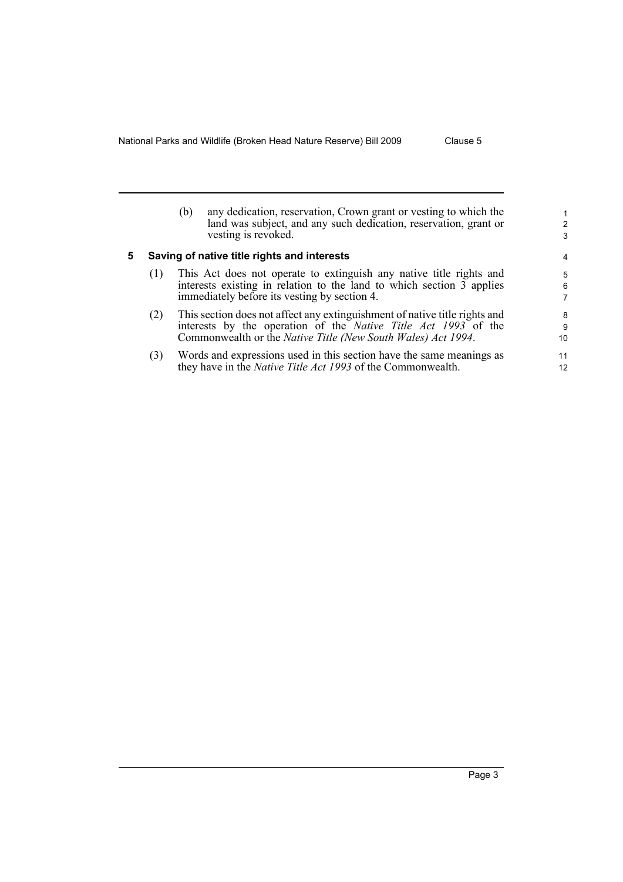(b) any dedication, reservation, Crown grant or vesting to which the land was subject, and any such dedication, reservation, grant or vesting is revoked.

## 5 Saving of native title rights and interests

(1) This Act does not operate to extinguish any native title rights and interests existing in relation to the land to which section 3 applies immediately before its vesting by section 4.

(2) This section does not affect any extinguishment of native title rights and interests by the operation of the *Native Title Act 1993* of the Commonwealth or the *Native Title (New South Wales) Act 1994*.

(3) Words and expressions used in this section have the same meanings as they have in the *Native Title Act 1993* of the Commonwealth.